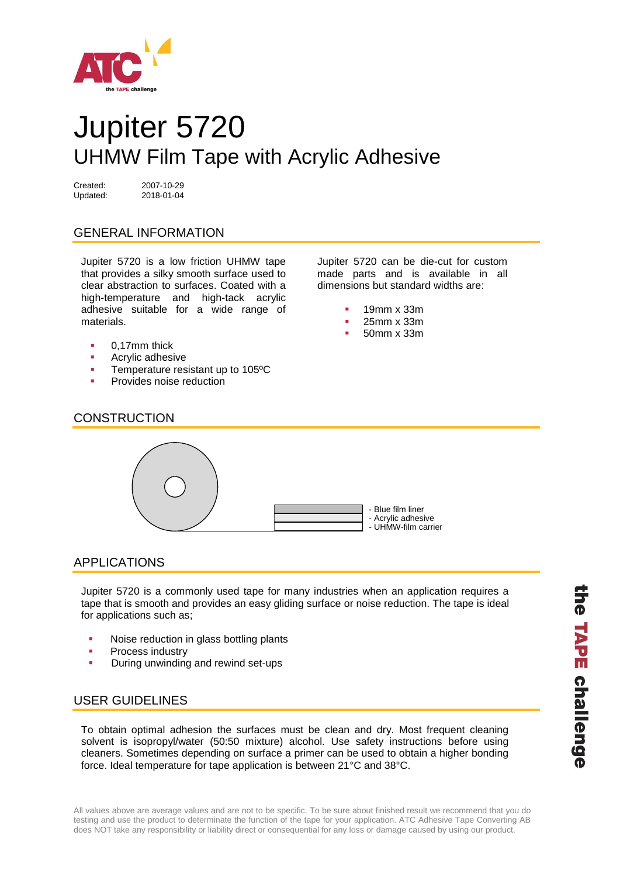# Jupiter 5720

## UHMW Film Tape with Acrylic Adhesive

Created: 2007-10-29
Updated: 2018-01-04

### GENERAL INFORMATION

Jupiter 5720 is a low friction UHMW tape that provides a silky smooth surface used to clear abstraction to surfaces. Coated with a high-temperature and high-tack acrylic adhesive suitable for a wide range of materials.

- 0,17mm thick
- Acrylic adhesive
- Temperature resistant up to 105ºC
- Provides noise reduction

Jupiter 5720 can be die-cut for custom made parts and is available in all dimensions but standard widths are:

- 19mm x 33m
- 25mm x 33m
- 50mm x 33m

### CONSTRUCTION

- Blue film liner
- Acrylic adhesive
- UHMW-film carrier

### APPLICATIONS

Jupiter 5720 is a commonly used tape for many industries when an application requires a tape that is smooth and provides an easy gliding surface or noise reduction. The tape is ideal for applications such as;

- Noise reduction in glass bottling plants
- Process industry
- During unwinding and rewind set-ups

### USER GUIDELINES

To obtain optimal adhesion the surfaces must be clean and dry. Most frequent cleaning solvent is isopropyl/water (50:50 mixture) alcohol. Use safety instructions before using cleaners. Sometimes depending on surface a primer can be used to obtain a higher bonding force. Ideal temperature for tape application is between 21°C and 38°C.

All values above are average values and are not to be specific. To be sure about finished result we recommend that you do testing and use the product to determinate the function of the tape for your application. ATC Adhesive Tape Converting AB does NOT take any responsibility or liability direct or consequential for any loss or damage caused by using our product.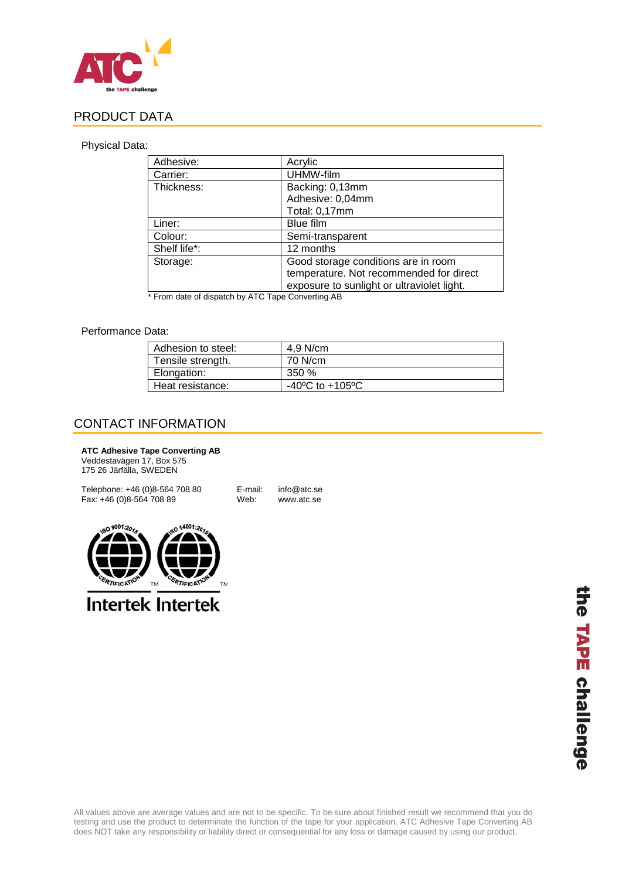## PRODUCT DATA

Physical Data:

| | |
|---|---|
| Adhesive: | Acrylic |
| Carrier: | UHMW-film |
| Thickness: | Backing: 0,13mm<br>Adhesive: 0,04mm<br>Total: 0,17mm |
| Liner: | Blue film |
| Colour: | Semi-transparent |
| Shelf life*: | 12 months |
| Storage: | Good storage conditions are in room temperature. Not recommended for direct exposure to sunlight or ultraviolet light. |

* From date of dispatch by ATC Tape Converting AB

Performance Data:

| | |
|---|---|
| Adhesion to steel: | 4,9 N/cm |
| Tensile strength. | 70 N/cm |
| Elongation: | 350 % |
| Heat resistance: | -40ºC to +105ºC |

## CONTACT INFORMATION

**ATC Adhesive Tape Converting AB**
Veddestavägen 17, Box 575
175 26 Järfälla, SWEDEN

Telephone: +46 (0)8-564 708 80
Fax: +46 (0)8-564 708 89

E-mail: info@atc.se
Web: www.atc.se

All values above are average values and are not to be specific. To be sure about finished result we recommend that you do testing and use the product to determinate the function of the tape for your application. ATC Adhesive Tape Converting AB does NOT take any responsibility or liability direct or consequential for any loss or damage caused by using our product.